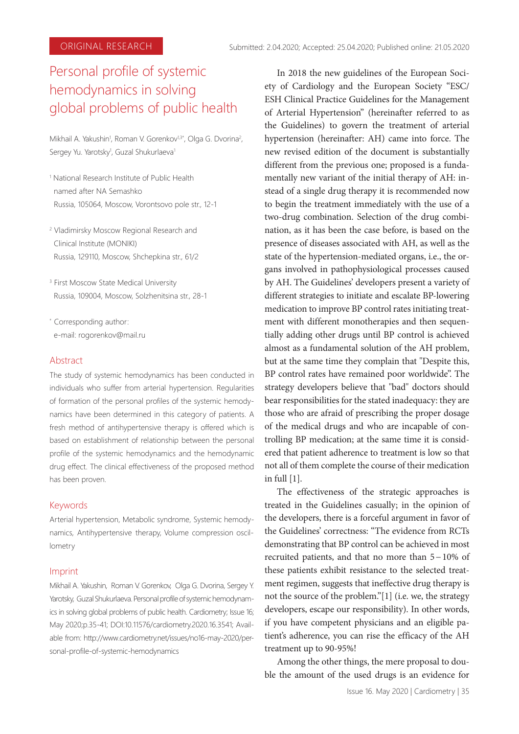ORIGINAL RESEARCH

Submitted: 2.04.2020; Accepted: 25.04.2020; Published online: 21.05.2020

# Personal profile of systemic hemodynamics in solving global problems of public health

Mikhail A. Yakushin[1], Roman V. Gorenkov[1,3*], Olga G. Dvorina[2], Sergey Yu. Yarotsky[1], Guzal Shukurlaeva[1]

[1] National Research Institute of Public Health named after NA Semashko
Russia, 105064, Moscow, Vorontsovo pole str., 12-1

[2] Vladimirsky Moscow Regional Research and Clinical Institute (MONIKI)
Russia, 129110, Moscow, Shchepkina str., 61/2

[3] First Moscow State Medical University
Russia, 109004, Moscow, Solzhenitsina str., 28-1

[*] Corresponding author:
e-mail: rogorenkov@mail.ru

## Abstract

The study of systemic hemodynamics has been conducted in individuals who suffer from arterial hypertension. Regularities of formation of the personal profiles of the systemic hemodynamics have been determined in this category of patients. A fresh method of antihypertensive therapy is offered which is based on establishment of relationship between the personal profile of the systemic hemodynamics and the hemodynamic drug effect. The clinical effectiveness of the proposed method has been proven.

## Keywords

Arterial hypertension, Metabolic syndrome, Systemic hemodynamics, Antihypertensive therapy, Volume compression oscillometry

## Imprint

Mikhail A. Yakushin, Roman V. Gorenkov, Olga G. Dvorina, Sergey Y. Yarotsky, Guzal Shukurlaeva. Personal profile of systemic hemodynamics in solving global problems of public health. Cardiometry; Issue 16; May 2020;p.35-41; DOI:10.11576/cardiometry.2020.16.3541; Available from: http://www.cardiometry.net/issues/no16-may-2020/personal-profile-of-systemic-hemodynamics

In 2018 the new guidelines of the European Society of Cardiology and the European Society "ESC/ESH Clinical Practice Guidelines for the Management of Arterial Hypertension" (hereinafter referred to as the Guidelines) to govern the treatment of arterial hypertension (hereinafter: AH) came into force. The new revised edition of the document is substantially different from the previous one; proposed is a fundamentally new variant of the initial therapy of AH: instead of a single drug therapy it is recommended now to begin the treatment immediately with the use of a two-drug combination. Selection of the drug combination, as it has been the case before, is based on the presence of diseases associated with AH, as well as the state of the hypertension-mediated organs, i.e., the organs involved in pathophysiological processes caused by AH. The Guidelines' developers present a variety of different strategies to initiate and escalate BP-lowering medication to improve BP control rates initiating treatment with different monotherapies and then sequentially adding other drugs until BP control is achieved almost as a fundamental solution of the AH problem, but at the same time they complain that "Despite this, BP control rates have remained poor worldwide". The strategy developers believe that "bad" doctors should bear responsibilities for the stated inadequacy: they are those who are afraid of prescribing the proper dosage of the medical drugs and who are incapable of controlling BP medication; at the same time it is considered that patient adherence to treatment is low so that not all of them complete the course of their medication in full [1].

The effectiveness of the strategic approaches is treated in the Guidelines casually; in the opinion of the developers, there is a forceful argument in favor of the Guidelines' correctness: "The evidence from RCTs demonstrating that BP control can be achieved in most recruited patients, and that no more than 5 – 10% of these patients exhibit resistance to the selected treatment regimen, suggests that ineffective drug therapy is not the source of the problem."[1] (i.e. we, the strategy developers, escape our responsibility). In other words, if you have competent physicians and an eligible patient's adherence, you can rise the efficacy of the AH treatment up to 90-95%!

Among the other things, the mere proposal to double the amount of the used drugs is an evidence for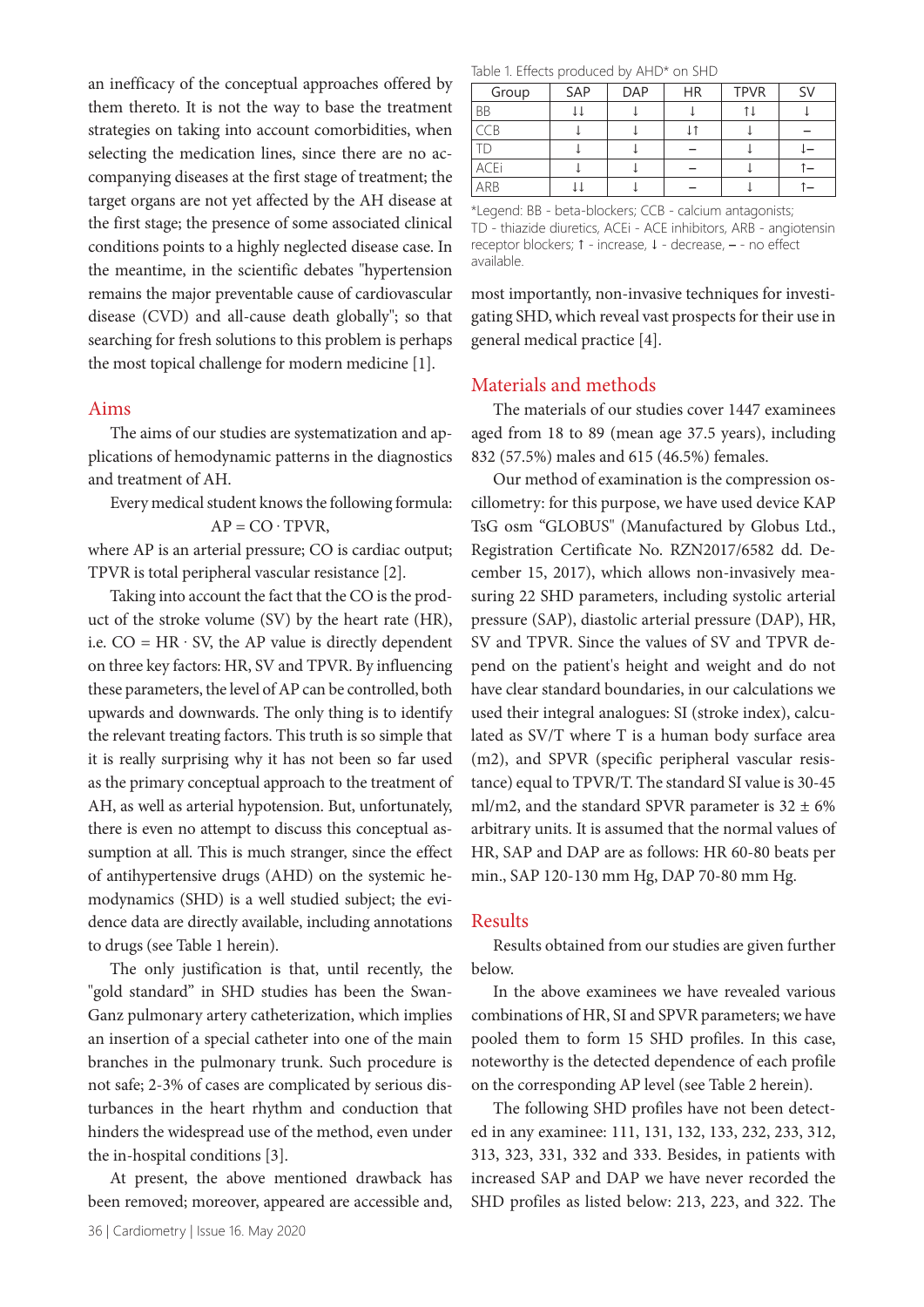an inefficacy of the conceptual approaches offered by them thereto. It is not the way to base the treatment strategies on taking into account comorbidities, when selecting the medication lines, since there are no accompanying diseases at the first stage of treatment; the target organs are not yet affected by the AH disease at the first stage; the presence of some associated clinical conditions points to a highly neglected disease case. In the meantime, in the scientific debates "hypertension remains the major preventable cause of cardiovascular disease (CVD) and all-cause death globally"; so that searching for fresh solutions to this problem is perhaps the most topical challenge for modern medicine [1].

## Aims

The aims of our studies are systematization and applications of hemodynamic patterns in the diagnostics and treatment of AH.

Every medical student knows the following formula:

$$AP = CO \cdot TPVR,$$

where AP is an arterial pressure; CO is cardiac output; TPVR is total peripheral vascular resistance [2].

Taking into account the fact that the CO is the product of the stroke volume (SV) by the heart rate (HR), i.e. $CO = HR \cdot SV$, the AP value is directly dependent on three key factors: HR, SV and TPVR. By influencing these parameters, the level of AP can be controlled, both upwards and downwards. The only thing is to identify the relevant treating factors. This truth is so simple that it is really surprising why it has not been so far used as the primary conceptual approach to the treatment of AH, as well as arterial hypotension. But, unfortunately, there is even no attempt to discuss this conceptual assumption at all. This is much stranger, since the effect of antihypertensive drugs (AHD) on the systemic hemodynamics (SHD) is a well studied subject; the evidence data are directly available, including annotations to drugs (see Table 1 herein).

Table 1. Effects produced by AHD* on SHD

| Group | SAP | DAP | HR | TPVR | SV |
|---|---|---|---|---|---|
| BB | ↓↓ | ↓ | ↓ | ↑↓ | ↓ |
| CCB | ↓ | ↓ | ↓↑ | ↓ | – |
| TD | ↓ | ↓ | – | ↓ | ↓– |
| ACEi | ↓ | ↓ | – | ↓ | ↑– |
| ARB | ↓↓ | ↓ | – | ↓ | ↑– |

*Legend: BB - beta-blockers; CCB - calcium antagonists; TD - thiazide diuretics, ACEi - ACE inhibitors, ARB - angiotensin receptor blockers; ↑ - increase, ↓ - decrease, – - no effect available.

The only justification is that, until recently, the "gold standard" in SHD studies has been the Swan-Ganz pulmonary artery catheterization, which implies an insertion of a special catheter into one of the main branches in the pulmonary trunk. Such procedure is not safe; 2-3% of cases are complicated by serious disturbances in the heart rhythm and conduction that hinders the widespread use of the method, even under the in-hospital conditions [3].

At present, the above mentioned drawback has been removed; moreover, appeared are accessible and, most importantly, non-invasive techniques for investigating SHD, which reveal vast prospects for their use in general medical practice [4].

## Materials and methods

The materials of our studies cover 1447 examinees aged from 18 to 89 (mean age 37.5 years), including 832 (57.5%) males and 615 (46.5%) females.

Our method of examination is the compression oscillometry: for this purpose, we have used device KAP TsG osm "GLOBUS" (Manufactured by Globus Ltd., Registration Certificate No. RZN2017/6582 dd. December 15, 2017), which allows non-invasively measuring 22 SHD parameters, including systolic arterial pressure (SAP), diastolic arterial pressure (DAP), HR, SV and TPVR. Since the values of SV and TPVR depend on the patient's height and weight and do not have clear standard boundaries, in our calculations we used their integral analogues: SI (stroke index), calculated as SV/T where T is a human body surface area (m2), and SPVR (specific peripheral vascular resistance) equal to TPVR/T. The standard SI value is 30-45 ml/m2, and the standard SPVR parameter is 32 ± 6% arbitrary units. It is assumed that the normal values of HR, SAP and DAP are as follows: HR 60-80 beats per min., SAP 120-130 mm Hg, DAP 70-80 mm Hg.

## Results

Results obtained from our studies are given further below.

In the above examinees we have revealed various combinations of HR, SI and SPVR parameters; we have pooled them to form 15 SHD profiles. In this case, noteworthy is the detected dependence of each profile on the corresponding AP level (see Table 2 herein).

The following SHD profiles have not been detected in any examinee: 111, 131, 132, 133, 232, 233, 312, 313, 323, 331, 332 and 333. Besides, in patients with increased SAP and DAP we have never recorded the SHD profiles as listed below: 213, 223, and 322. The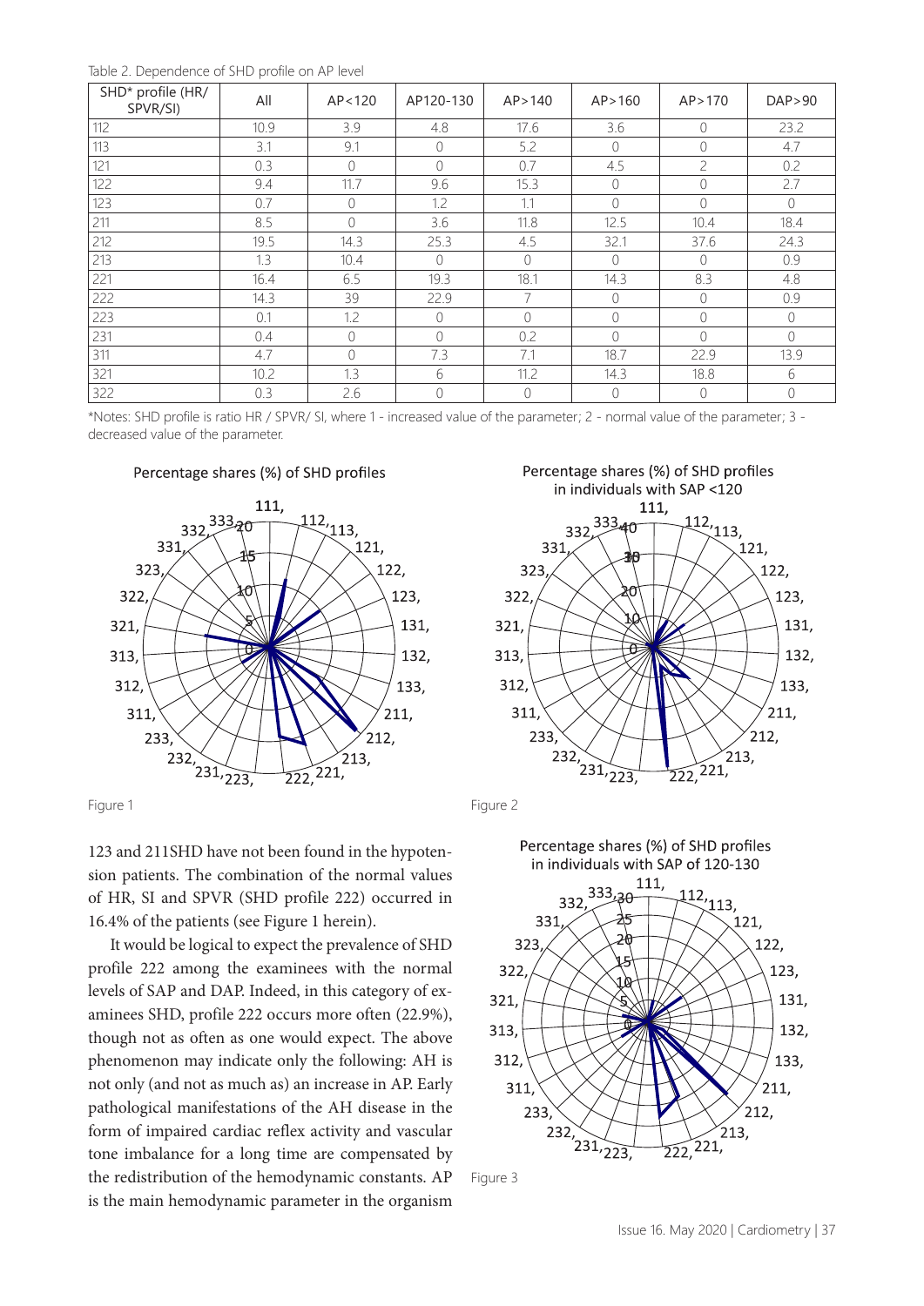Table 2. Dependence of SHD profile on AP level

| SHD* profile (HR/ SPVR/SI) | All | AP<120 | AP120-130 | AP>140 | AP>160 | AP>170 | DAP>90 |
|---|---|---|---|---|---|---|---|
| 112 | 10.9 | 3.9 | 4.8 | 17.6 | 3.6 | 0 | 23.2 |
| 113 | 3.1 | 9.1 | 0 | 5.2 | 0 | 0 | 4.7 |
| 121 | 0.3 | 0 | 0 | 0.7 | 4.5 | 2 | 0.2 |
| 122 | 9.4 | 11.7 | 9.6 | 15.3 | 0 | 0 | 2.7 |
| 123 | 0.7 | 0 | 1.2 | 1.1 | 0 | 0 | 0 |
| 211 | 8.5 | 0 | 3.6 | 11.8 | 12.5 | 10.4 | 18.4 |
| 212 | 19.5 | 14.3 | 25.3 | 4.5 | 32.1 | 37.6 | 24.3 |
| 213 | 1.3 | 10.4 | 0 | 0 | 0 | 0 | 0.9 |
| 221 | 16.4 | 6.5 | 19.3 | 18.1 | 14.3 | 8.3 | 4.8 |
| 222 | 14.3 | 39 | 22.9 | 7 | 0 | 0 | 0.9 |
| 223 | 0.1 | 1.2 | 0 | 0 | 0 | 0 | 0 |
| 231 | 0.4 | 0 | 0 | 0.2 | 0 | 0 | 0 |
| 311 | 4.7 | 0 | 7.3 | 7.1 | 18.7 | 22.9 | 13.9 |
| 321 | 10.2 | 1.3 | 6 | 11.2 | 14.3 | 18.8 | 6 |
| 322 | 0.3 | 2.6 | 0 | 0 | 0 | 0 | 0 |

*Notes: SHD profile is ratio HR / SPVR/ SI, where 1 - increased value of the parameter; 2 - normal value of the parameter; 3 - decreased value of the parameter.

Percentage shares (%) of SHD profiles

Figure 1

Percentage shares (%) of SHD profiles in individuals with SAP <120

Figure 2

Percentage shares (%) of SHD profiles in individuals with SAP of 120-130

Figure 3

123 and 211SHD have not been found in the hypotension patients. The combination of the normal values of HR, SI and SPVR (SHD profile 222) occurred in 16.4% of the patients (see Figure 1 herein).

It would be logical to expect the prevalence of SHD profile 222 among the examinees with the normal levels of SAP and DAP. Indeed, in this category of examinees SHD, profile 222 occurs more often (22.9%), though not as often as one would expect. The above phenomenon may indicate only the following: AH is not only (and not as much as) an increase in AP. Early pathological manifestations of the AH disease in the form of impaired cardiac reflex activity and vascular tone imbalance for a long time are compensated by the redistribution of the hemodynamic constants. AP is the main hemodynamic parameter in the organism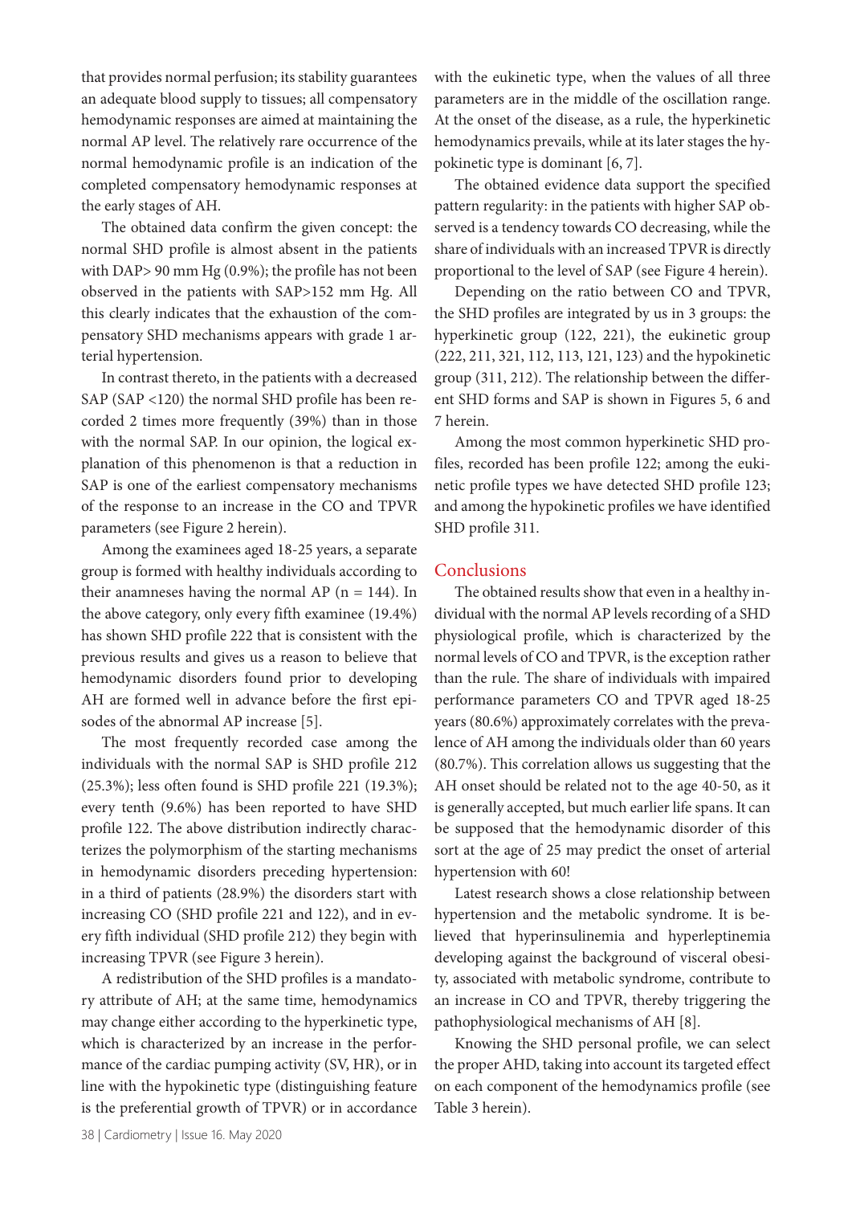that provides normal perfusion; its stability guarantees an adequate blood supply to tissues; all compensatory hemodynamic responses are aimed at maintaining the normal AP level. The relatively rare occurrence of the normal hemodynamic profile is an indication of the completed compensatory hemodynamic responses at the early stages of AH.

The obtained data confirm the given concept: the normal SHD profile is almost absent in the patients with DAP> 90 mm Hg (0.9%); the profile has not been observed in the patients with SAP>152 mm Hg. All this clearly indicates that the exhaustion of the compensatory SHD mechanisms appears with grade 1 arterial hypertension.

In contrast thereto, in the patients with a decreased SAP (SAP <120) the normal SHD profile has been recorded 2 times more frequently (39%) than in those with the normal SAP. In our opinion, the logical explanation of this phenomenon is that a reduction in SAP is one of the earliest compensatory mechanisms of the response to an increase in the CO and TPVR parameters (see Figure 2 herein).

Among the examinees aged 18-25 years, a separate group is formed with healthy individuals according to their anamneses having the normal AP (n = 144). In the above category, only every fifth examinee (19.4%) has shown SHD profile 222 that is consistent with the previous results and gives us a reason to believe that hemodynamic disorders found prior to developing AH are formed well in advance before the first episodes of the abnormal AP increase [5].

The most frequently recorded case among the individuals with the normal SAP is SHD profile 212 (25.3%); less often found is SHD profile 221 (19.3%); every tenth (9.6%) has been reported to have SHD profile 122. The above distribution indirectly characterizes the polymorphism of the starting mechanisms in hemodynamic disorders preceding hypertension: in a third of patients (28.9%) the disorders start with increasing CO (SHD profile 221 and 122), and in every fifth individual (SHD profile 212) they begin with increasing TPVR (see Figure 3 herein).

A redistribution of the SHD profiles is a mandatory attribute of AH; at the same time, hemodynamics may change either according to the hyperkinetic type, which is characterized by an increase in the performance of the cardiac pumping activity (SV, HR), or in line with the hypokinetic type (distinguishing feature is the preferential growth of TPVR) or in accordance with the eukinetic type, when the values of all three parameters are in the middle of the oscillation range. At the onset of the disease, as a rule, the hyperkinetic hemodynamics prevails, while at its later stages the hypokinetic type is dominant [6, 7].

The obtained evidence data support the specified pattern regularity: in the patients with higher SAP observed is a tendency towards CO decreasing, while the share of individuals with an increased TPVR is directly proportional to the level of SAP (see Figure 4 herein).

Depending on the ratio between CO and TPVR, the SHD profiles are integrated by us in 3 groups: the hyperkinetic group (122, 221), the eukinetic group (222, 211, 321, 112, 113, 121, 123) and the hypokinetic group (311, 212). The relationship between the different SHD forms and SAP is shown in Figures 5, 6 and 7 herein.

Among the most common hyperkinetic SHD profiles, recorded has been profile 122; among the eukinetic profile types we have detected SHD profile 123; and among the hypokinetic profiles we have identified SHD profile 311.

## Conclusions

The obtained results show that even in a healthy individual with the normal AP levels recording of a SHD physiological profile, which is characterized by the normal levels of CO and TPVR, is the exception rather than the rule. The share of individuals with impaired performance parameters CO and TPVR aged 18-25 years (80.6%) approximately correlates with the prevalence of AH among the individuals older than 60 years (80.7%). This correlation allows us suggesting that the AH onset should be related not to the age 40-50, as it is generally accepted, but much earlier life spans. It can be supposed that the hemodynamic disorder of this sort at the age of 25 may predict the onset of arterial hypertension with 60!

Latest research shows a close relationship between hypertension and the metabolic syndrome. It is believed that hyperinsulinemia and hyperleptinemia developing against the background of visceral obesity, associated with metabolic syndrome, contribute to an increase in CO and TPVR, thereby triggering the pathophysiological mechanisms of AH [8].

Knowing the SHD personal profile, we can select the proper AHD, taking into account its targeted effect on each component of the hemodynamics profile (see Table 3 herein).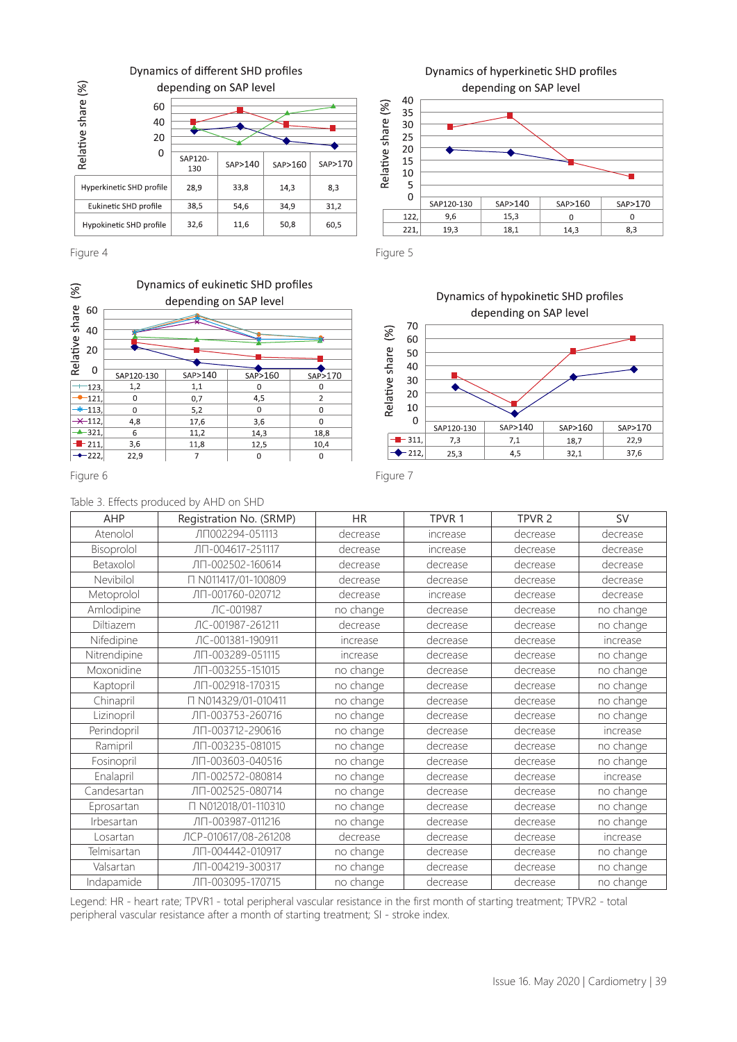Dynamics of different SHD profiles depending on SAP level

| | SAP120-130 | SAP>140 | SAP>160 | SAP>170 |
|---|---|---|---|---|
| Hyperkinetic SHD profile | 28,9 | 33,8 | 14,3 | 8,3 |
| Eukinetic SHD profile | 38,5 | 54,6 | 34,9 | 31,2 |
| Hypokinetic SHD profile | 32,6 | 11,6 | 50,8 | 60,5 |

Figure 4

Dynamics of hyperkinetic SHD profiles depending on SAP level

| | SAP120-130 | SAP>140 | SAP>160 | SAP>170 |
|---|---|---|---|---|
| 122, | 9,6 | 15,3 | 0 | 0 |
| 221, | 19,3 | 18,1 | 14,3 | 8,3 |

Figure 5

Dynamics of eukinetic SHD profiles depending on SAP level

| | SAP120-130 | SAP>140 | SAP>160 | SAP>170 |
|---|---|---|---|---|
| 123, | 1,2 | 1,1 | 0 | 0 |
| 121, | 0 | 0,7 | 4,5 | 2 |
| 113, | 0 | 5,2 | 0 | 0 |
| 112, | 4,8 | 17,6 | 3,6 | 0 |
| 321, | 6 | 11,2 | 14,3 | 18,8 |
| 211, | 3,6 | 11,8 | 12,5 | 10,4 |
| 222, | 22,9 | 7 | 0 | 0 |

Figure 6

Dynamics of hypokinetic SHD profiles depending on SAP level

| | SAP120-130 | SAP>140 | SAP>160 | SAP>170 |
|---|---|---|---|---|
| 311, | 7,3 | 7,1 | 18,7 | 22,9 |
| 212, | 25,3 | 4,5 | 32,1 | 37,6 |

Figure 7

Table 3. Effects produced by AHD on SHD

| AHP | Registration No. (SRMP) | HR | TPVR 1 | TPVR 2 | SV |
|---|---|---|---|---|---|
| Atenolol | ЛП002294-051113 | decrease | increase | decrease | decrease |
| Bisoprolol | ЛП-004617-251117 | decrease | increase | decrease | decrease |
| Betaxolol | ЛП-002502-160614 | decrease | decrease | decrease | decrease |
| Nevibilol | П N011417/01-100809 | decrease | decrease | decrease | decrease |
| Metoprolol | ЛП-001760-020712 | decrease | increase | decrease | decrease |
| Amlodipine | ЛС-001987 | no change | decrease | decrease | no change |
| Diltiazem | ЛС-001987-261211 | decrease | decrease | decrease | no change |
| Nifedipine | ЛС-001381-190911 | increase | decrease | decrease | increase |
| Nitrendipine | ЛП-003289-051115 | increase | decrease | decrease | no change |
| Moxonidine | ЛП-003255-151015 | no change | decrease | decrease | no change |
| Kaptopril | ЛП-002918-170315 | no change | decrease | decrease | no change |
| Chinapril | П N014329/01-010411 | no change | decrease | decrease | no change |
| Lizinopril | ЛП-003753-260716 | no change | decrease | decrease | no change |
| Perindopril | ЛП-003712-290616 | no change | decrease | decrease | increase |
| Ramipril | ЛП-003235-081015 | no change | decrease | decrease | no change |
| Fosinopril | ЛП-003603-040516 | no change | decrease | decrease | no change |
| Enalapril | ЛП-002572-080814 | no change | decrease | decrease | increase |
| Candesartan | ЛП-002525-080714 | no change | decrease | decrease | no change |
| Eprosartan | П N012018/01-110310 | no change | decrease | decrease | no change |
| Irbesartan | ЛП-003987-011216 | no change | decrease | decrease | no change |
| Losartan | ЛСР-010617/08-261208 | decrease | decrease | decrease | increase |
| Telmisartan | ЛП-004442-010917 | no change | decrease | decrease | no change |
| Valsartan | ЛП-004219-300317 | no change | decrease | decrease | no change |
| Indapamide | ЛП-003095-170715 | no change | decrease | decrease | no change |

Legend: HR - heart rate; TPVR1 - total peripheral vascular resistance in the first month of starting treatment; TPVR2 - total peripheral vascular resistance after a month of starting treatment; SI - stroke index.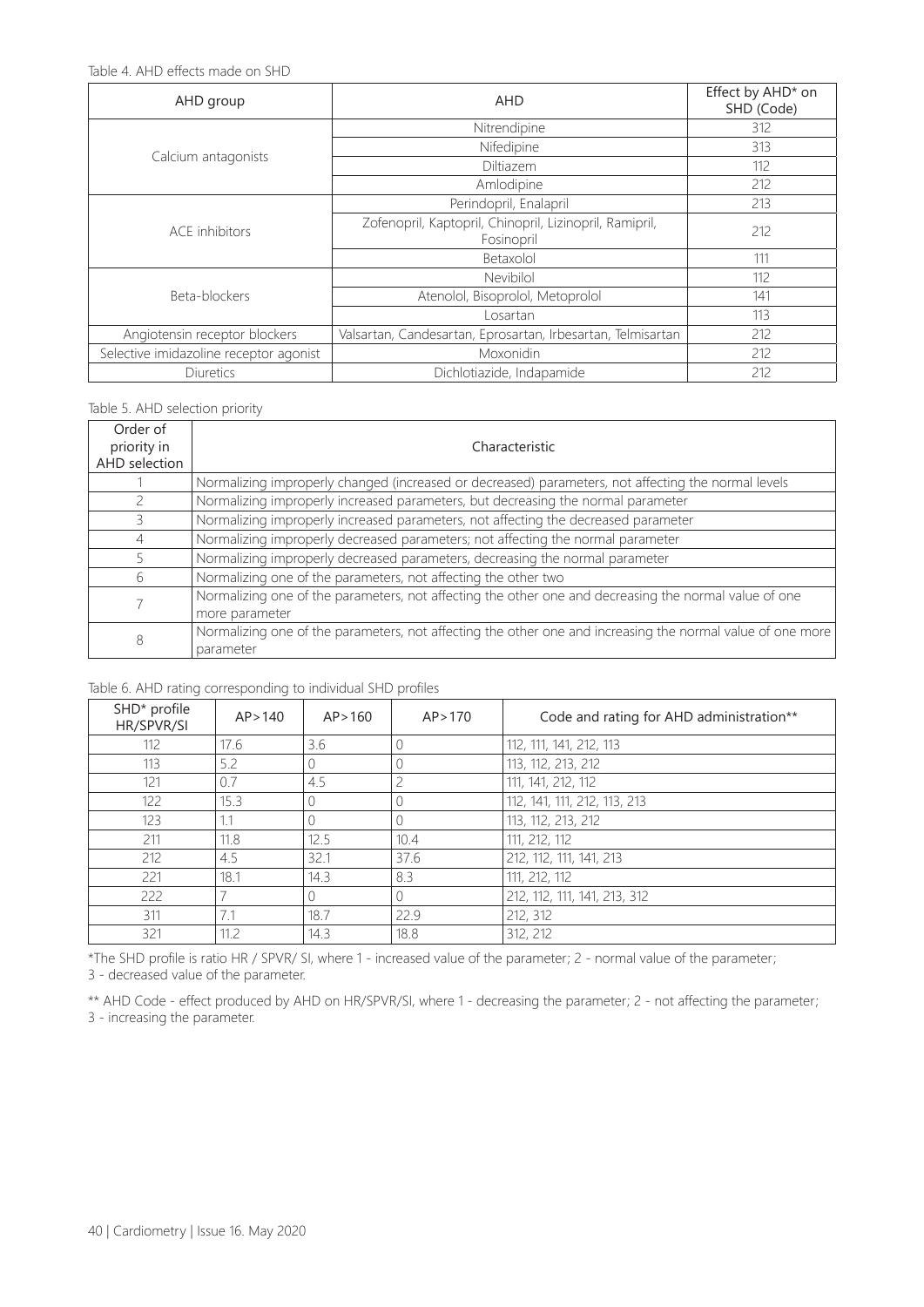Table 4. AHD effects made on SHD

| AHD group | AHD | Effect by AHD* on SHD (Code) |
|---|---|---|
| Calcium antagonists | Nitrendipine | 312 |
| | Nifedipine | 313 |
| | Diltiazem | 112 |
| | Amlodipine | 212 |
| ACE inhibitors | Perindopril, Enalapril | 213 |
| | Zofenopril, Kaptopril, Chinopril, Lizinopril, Ramipril, Fosinopril | 212 |
| Beta-blockers | Betaxolol | 111 |
| | Nevibilol | 112 |
| | Atenolol, Bisoprolol, Metoprolol | 141 |
| | Losartan | 113 |
| Angiotensin receptor blockers | Valsartan, Candesartan, Eprosartan, Irbesartan, Telmisartan | 212 |
| Selective imidazoline receptor agonist | Moxonidin | 212 |
| Diuretics | Dichlotiazide, Indapamide | 212 |

Table 5. AHD selection priority

| Order of priority in AHD selection | Characteristic |
|---|---|
| 1 | Normalizing improperly changed (increased or decreased) parameters, not affecting the normal levels |
| 2 | Normalizing improperly increased parameters, but decreasing the normal parameter |
| 3 | Normalizing improperly increased parameters, not affecting the decreased parameter |
| 4 | Normalizing improperly decreased parameters; not affecting the normal parameter |
| 5 | Normalizing improperly decreased parameters, decreasing the normal parameter |
| 6 | Normalizing one of the parameters, not affecting the other two |
| 7 | Normalizing one of the parameters, not affecting the other one and decreasing the normal value of one more parameter |
| 8 | Normalizing one of the parameters, not affecting the other one and increasing the normal value of one more parameter |

Table 6. AHD rating corresponding to individual SHD profiles

| SHD* profile HR/SPVR/SI | AP>140 | AP>160 | AP>170 | Code and rating for AHD administration** |
|---|---|---|---|---|
| 112 | 17.6 | 3.6 | 0 | 112, 111, 141, 212, 113 |
| 113 | 5.2 | 0 | 0 | 113, 112, 213, 212 |
| 121 | 0.7 | 4.5 | 2 | 111, 141, 212, 112 |
| 122 | 15.3 | 0 | 0 | 112, 141, 111, 212, 113, 213 |
| 123 | 1.1 | 0 | 0 | 113, 112, 213, 212 |
| 211 | 11.8 | 12.5 | 10.4 | 111, 212, 112 |
| 212 | 4.5 | 32.1 | 37.6 | 212, 112, 111, 141, 213 |
| 221 | 18.1 | 14.3 | 8.3 | 111, 212, 112 |
| 222 | 7 | 0 | 0 | 212, 112, 111, 141, 213, 312 |
| 311 | 7.1 | 18.7 | 22.9 | 212, 312 |
| 321 | 11.2 | 14.3 | 18.8 | 312, 212 |

*The SHD profile is ratio HR / SPVR/ SI, where 1 - increased value of the parameter; 2 - normal value of the parameter; 3 - decreased value of the parameter.

** AHD Code - effect produced by AHD on HR/SPVR/SI, where 1 - decreasing the parameter; 2 - not affecting the parameter; 3 - increasing the parameter.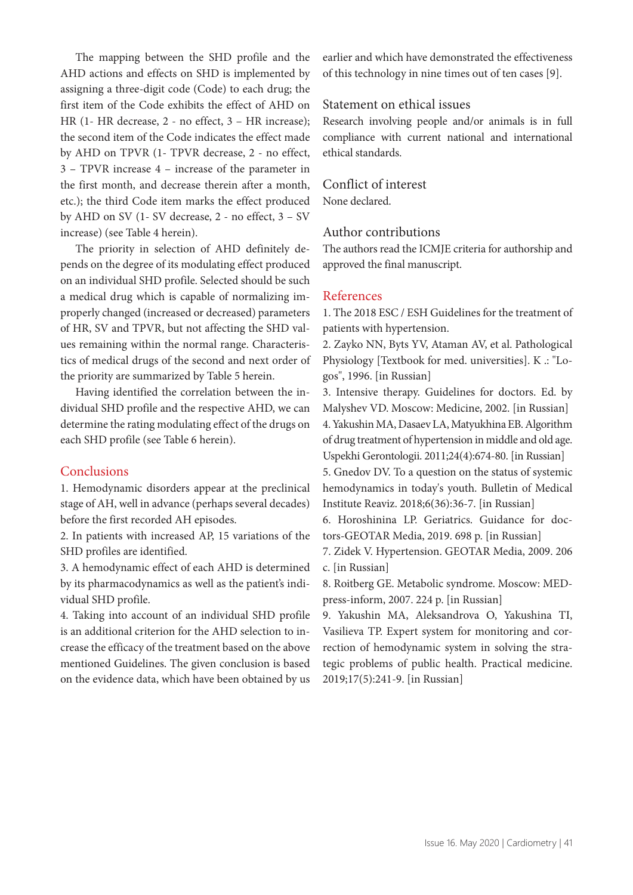The mapping between the SHD profile and the AHD actions and effects on SHD is implemented by assigning a three-digit code (Code) to each drug; the first item of the Code exhibits the effect of AHD on HR (1- HR decrease, 2 - no effect, 3 – HR increase); the second item of the Code indicates the effect made by AHD on TPVR (1- TPVR decrease, 2 - no effect, 3 – TPVR increase 4 – increase of the parameter in the first month, and decrease therein after a month, etc.); the third Code item marks the effect produced by AHD on SV (1- SV decrease, 2 - no effect, 3 – SV increase) (see Table 4 herein).

The priority in selection of AHD definitely depends on the degree of its modulating effect produced on an individual SHD profile. Selected should be such a medical drug which is capable of normalizing improperly changed (increased or decreased) parameters of HR, SV and TPVR, but not affecting the SHD values remaining within the normal range. Characteristics of medical drugs of the second and next order of the priority are summarized by Table 5 herein.

Having identified the correlation between the individual SHD profile and the respective AHD, we can determine the rating modulating effect of the drugs on each SHD profile (see Table 6 herein).

## Conclusions

1. Hemodynamic disorders appear at the preclinical stage of AH, well in advance (perhaps several decades) before the first recorded AH episodes.
2. In patients with increased AP, 15 variations of the SHD profiles are identified.
3. A hemodynamic effect of each AHD is determined by its pharmacodynamics as well as the patient's individual SHD profile.
4. Taking into account of an individual SHD profile is an additional criterion for the AHD selection to increase the efficacy of the treatment based on the above mentioned Guidelines. The given conclusion is based on the evidence data, which have been obtained by us earlier and which have demonstrated the effectiveness of this technology in nine times out of ten cases [9].

## Statement on ethical issues

Research involving people and/or animals is in full compliance with current national and international ethical standards.

## Conflict of interest

None declared.

## Author contributions

The authors read the ICMJE criteria for authorship and approved the final manuscript.

## References

1. The 2018 ESC / ESH Guidelines for the treatment of patients with hypertension.
2. Zayko NN, Byts YV, Ataman AV, et al. Pathological Physiology [Textbook for med. universities]. K .: "Logos", 1996. [in Russian]
3. Intensive therapy. Guidelines for doctors. Ed. by Malyshev VD. Moscow: Medicine, 2002. [in Russian]
4. Yakushin MA, Dasaev LA, Matyukhina EB. Algorithm of drug treatment of hypertension in middle and old age. Uspekhi Gerontologii. 2011;24(4):674-80. [in Russian]
5. Gnedov DV. To a question on the status of systemic hemodynamics in today's youth. Bulletin of Medical Institute Reaviz. 2018;6(36):36-7. [in Russian]
6. Horoshinina LP. Geriatrics. Guidance for doctors-GEOTAR Media, 2019. 698 p. [in Russian]
7. Zidek V. Hypertension. GEOTAR Media, 2009. 206 c. [in Russian]
8. Roitberg GE. Metabolic syndrome. Moscow: MEDpress-inform, 2007. 224 p. [in Russian]
9. Yakushin MA, Aleksandrova O, Yakushina TI, Vasilieva TP. Expert system for monitoring and correction of hemodynamic system in solving the strategic problems of public health. Practical medicine. 2019;17(5):241-9. [in Russian]